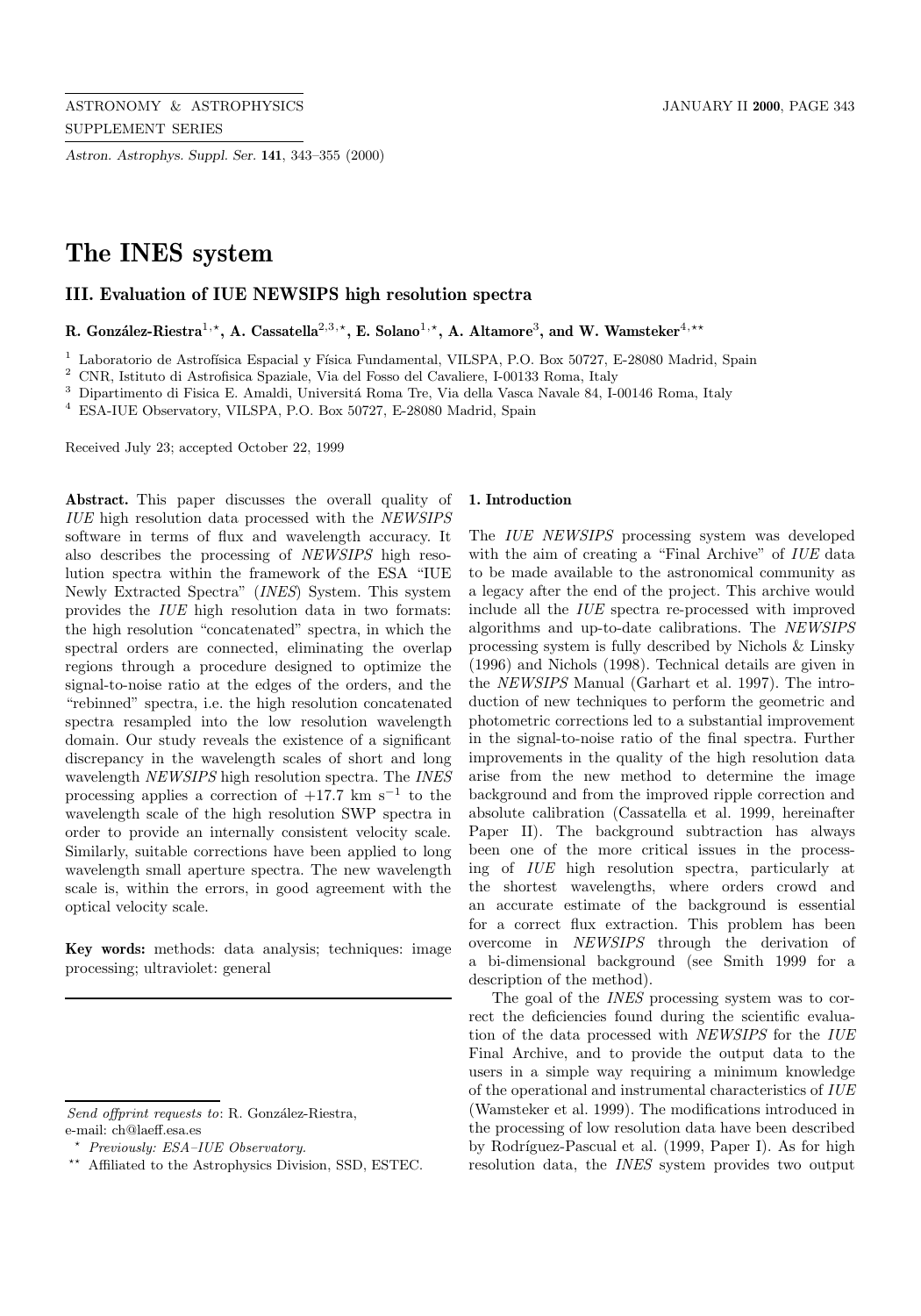# The INES system

## III. Evaluation of IUE NEWSIPS high resolution spectra

**R. González-Riestra[1,⋆], A. Cassatella[2,3,⋆], E. Solano[1,⋆], A. Altamore[3], and W. Wamsteker[4,⋆⋆]**

[1] Laboratorio de Astrofísica Espacial y Física Fundamental, VILSPA, P.O. Box 50727, E-28080 Madrid, Spain
[2] CNR, Istituto di Astrofisica Spaziale, Via del Fosso del Cavaliere, I-00133 Roma, Italy
[3] Dipartimento di Fisica E. Amaldi, Universitá Roma Tre, Via della Vasca Navale 84, I-00146 Roma, Italy
[4] ESA-IUE Observatory, VILSPA, P.O. Box 50727, E-28080 Madrid, Spain

Received July 23; accepted October 22, 1999

**Abstract.** This paper discusses the overall quality of *IUE* high resolution data processed with the *NEWSIPS* software in terms of flux and wavelength accuracy. It also describes the processing of *NEWSIPS* high resolution spectra within the framework of the ESA "IUE Newly Extracted Spectra" (*INES*) System. This system provides the *IUE* high resolution data in two formats: the high resolution "concatenated" spectra, in which the spectral orders are connected, eliminating the overlap regions through a procedure designed to optimize the signal-to-noise ratio at the edges of the orders, and the "rebinned" spectra, i.e. the high resolution concatenated spectra resampled into the low resolution wavelength domain. Our study reveals the existence of a significant discrepancy in the wavelength scales of short and long wavelength *NEWSIPS* high resolution spectra. The *INES* processing applies a correction of $+17.7$ km s$^{-1}$ to the wavelength scale of the high resolution SWP spectra in order to provide an internally consistent velocity scale. Similarly, suitable corrections have been applied to long wavelength small aperture spectra. The new wavelength scale is, within the errors, in good agreement with the optical velocity scale.

**Key words:** methods: data analysis; techniques: image processing; ultraviolet: general

*Send offprint requests to*: R. González-Riestra,
e-mail: ch@laeff.esa.es

⋆ *Previously: ESA–IUE Observatory.*
⋆⋆ Affiliated to the Astrophysics Division, SSD, ESTEC.

### 1. Introduction

The *IUE NEWSIPS* processing system was developed with the aim of creating a "Final Archive" of *IUE* data to be made available to the astronomical community as a legacy after the end of the project. This archive would include all the *IUE* spectra re-processed with improved algorithms and up-to-date calibrations. The *NEWSIPS* processing system is fully described by Nichols & Linsky (1996) and Nichols (1998). Technical details are given in the *NEWSIPS* Manual (Garhart et al. 1997). The introduction of new techniques to perform the geometric and photometric corrections led to a substantial improvement in the signal-to-noise ratio of the final spectra. Further improvements in the quality of the high resolution data arise from the new method to determine the image background and from the improved ripple correction and absolute calibration (Cassatella et al. 1999, hereinafter Paper II). The background subtraction has always been one of the more critical issues in the processing of *IUE* high resolution spectra, particularly at the shortest wavelengths, where orders crowd and an accurate estimate of the background is essential for a correct flux extraction. This problem has been overcome in *NEWSIPS* through the derivation of a bi-dimensional background (see Smith 1999 for a description of the method).

The goal of the *INES* processing system was to correct the deficiencies found during the scientific evaluation of the data processed with *NEWSIPS* for the *IUE* Final Archive, and to provide the output data to the users in a simple way requiring a minimum knowledge of the operational and instrumental characteristics of *IUE* (Wamsteker et al. 1999). The modifications introduced in the processing of low resolution data have been described by Rodríguez-Pascual et al. (1999, Paper I). As for high resolution data, the *INES* system provides two output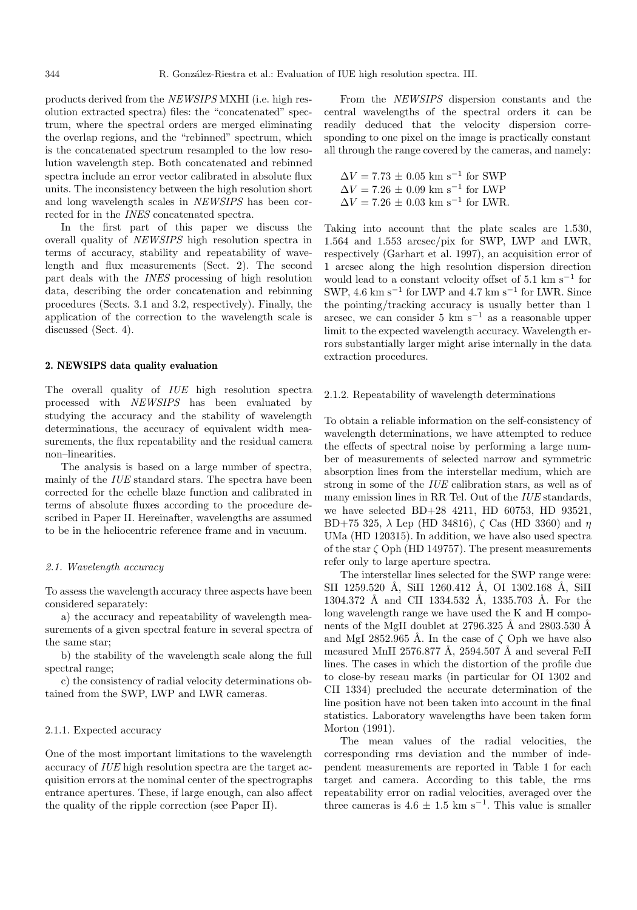products derived from the *NEWSIPS* MXHI (i.e. high resolution extracted spectra) files: the "concatenated" spectrum, where the spectral orders are merged eliminating the overlap regions, and the "rebinned" spectrum, which is the concatenated spectrum resampled to the low resolution wavelength step. Both concatenated and rebinned spectra include an error vector calibrated in absolute flux units. The inconsistency between the high resolution short and long wavelength scales in *NEWSIPS* has been corrected for in the *INES* concatenated spectra.

In the first part of this paper we discuss the overall quality of *NEWSIPS* high resolution spectra in terms of accuracy, stability and repeatability of wavelength and flux measurements (Sect. 2). The second part deals with the *INES* processing of high resolution data, describing the order concatenation and rebinning procedures (Sects. 3.1 and 3.2, respectively). Finally, the application of the correction to the wavelength scale is discussed (Sect. 4).

## 2. NEWSIPS data quality evaluation

The overall quality of *IUE* high resolution spectra processed with *NEWSIPS* has been evaluated by studying the accuracy and the stability of wavelength determinations, the accuracy of equivalent width measurements, the flux repeatability and the residual camera non–linearities.

The analysis is based on a large number of spectra, mainly of the *IUE* standard stars. The spectra have been corrected for the echelle blaze function and calibrated in terms of absolute fluxes according to the procedure described in Paper II. Hereinafter, wavelengths are assumed to be in the heliocentric reference frame and in vacuum.

### *2.1. Wavelength accuracy*

To assess the wavelength accuracy three aspects have been considered separately:

a) the accuracy and repeatability of wavelength measurements of a given spectral feature in several spectra of the same star;

b) the stability of the wavelength scale along the full spectral range;

c) the consistency of radial velocity determinations obtained from the SWP, LWP and LWR cameras.

#### 2.1.1. Expected accuracy

One of the most important limitations to the wavelength accuracy of *IUE* high resolution spectra are the target acquisition errors at the nominal center of the spectrographs entrance apertures. These, if large enough, can also affect the quality of the ripple correction (see Paper II).

From the *NEWSIPS* dispersion constants and the central wavelengths of the spectral orders it can be readily deduced that the velocity dispersion corresponding to one pixel on the image is practically constant all through the range covered by the cameras, and namely:

$\Delta V = 7.73 \pm 0.05$ km s$^{-1}$ for SWP
$\Delta V = 7.26 \pm 0.09$ km s$^{-1}$ for LWP
$\Delta V = 7.26 \pm 0.03$ km s$^{-1}$ for LWR.

Taking into account that the plate scales are 1.530, 1.564 and 1.553 arcsec/pix for SWP, LWP and LWR, respectively (Garhart et al. 1997), an acquisition error of 1 arcsec along the high resolution dispersion direction would lead to a constant velocity offset of 5.1 km s$^{-1}$ for SWP, 4.6 km s$^{-1}$ for LWP and 4.7 km s$^{-1}$ for LWR. Since the pointing/tracking accuracy is usually better than 1 arcsec, we can consider 5 km s$^{-1}$ as a reasonable upper limit to the expected wavelength accuracy. Wavelength errors substantially larger might arise internally in the data extraction procedures.

#### 2.1.2. Repeatability of wavelength determinations

To obtain a reliable information on the self-consistency of wavelength determinations, we have attempted to reduce the effects of spectral noise by performing a large number of measurements of selected narrow and symmetric absorption lines from the interstellar medium, which are strong in some of the *IUE* calibration stars, as well as of many emission lines in RR Tel. Out of the *IUE* standards, we have selected BD+28 4211, HD 60753, HD 93521, BD+75 325, $\lambda$ Lep (HD 34816), $\zeta$ Cas (HD 3360) and $\eta$ UMa (HD 120315). In addition, we have also used spectra of the star $\zeta$ Oph (HD 149757). The present measurements refer only to large aperture spectra.

The interstellar lines selected for the SWP range were: SII 1259.520 Å, SiII 1260.412 Å, OI 1302.168 Å, SiII 1304.372 Å and CII 1334.532 Å, 1335.703 Å. For the long wavelength range we have used the K and H components of the MgII doublet at 2796.325 Å and 2803.530 Å and MgI 2852.965 Å. In the case of $\zeta$ Oph we have also measured MnII 2576.877 Å, 2594.507 Å and several FeII lines. The cases in which the distortion of the profile due to close-by reseau marks (in particular for OI 1302 and CII 1334) precluded the accurate determination of the line position have not been taken into account in the final statistics. Laboratory wavelengths have been taken form Morton (1991).

The mean values of the radial velocities, the corresponding rms deviation and the number of independent measurements are reported in Table 1 for each target and camera. According to this table, the rms repeatability error on radial velocities, averaged over the three cameras is $4.6 \pm 1.5$ km s$^{-1}$. This value is smaller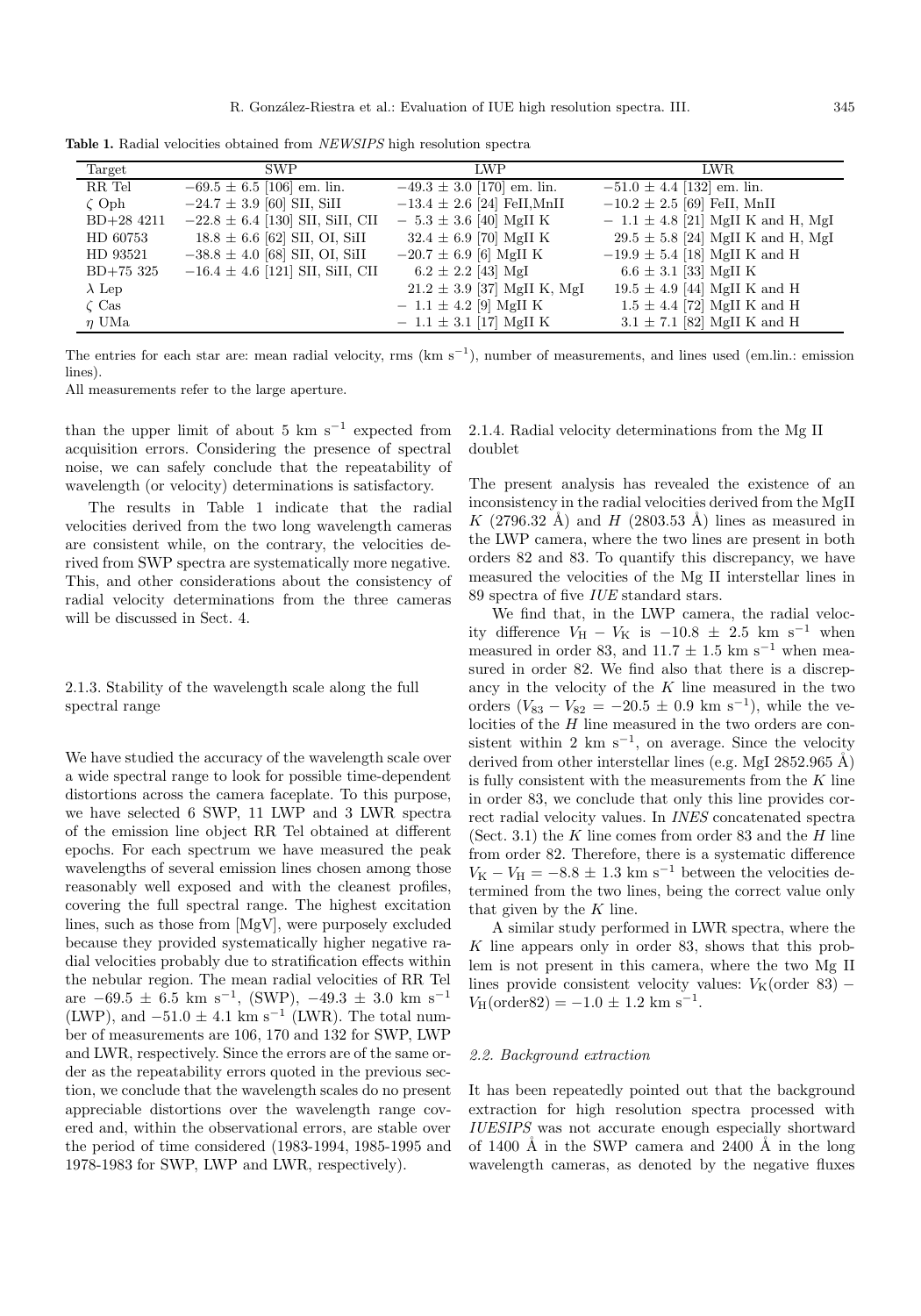**Table 1.** Radial velocities obtained from *NEWSIPS* high resolution spectra

| Target | SWP | LWP | LWR |
|---|---|---|---|
| RR Tel | $-69.5 \pm 6.5$ [106] em. lin. | $-49.3 \pm 3.0$ [170] em. lin. | $-51.0 \pm 4.4$ [132] em. lin. |
| $\zeta$ Oph | $-24.7 \pm 3.9$ [60] SII, SiII | $-13.4 \pm 2.6$ [24] FeII,MnII | $-10.2 \pm 2.5$ [69] FeII, MnII |
| BD+28 4211 | $-22.8 \pm 6.4$ [130] SII, SiII, CII | $-5.3 \pm 3.6$ [40] MgII K | $-1.1 \pm 4.8$ [21] MgII K and H, MgI |
| HD 60753 | $18.8 \pm 6.6$ [62] SII, OI, SiII | $32.4 \pm 6.9$ [70] MgII K | $29.5 \pm 5.8$ [24] MgII K and H, MgI |
| HD 93521 | $-38.8 \pm 4.0$ [68] SII, OI, SiII | $-20.7 \pm 6.9$ [6] MgII K | $-19.9 \pm 5.4$ [18] MgII K and H |
| BD+75 325 | $-16.4 \pm 4.6$ [121] SII, SiII, CII | $6.2 \pm 2.2$ [43] MgI | $6.6 \pm 3.1$ [33] MgII K |
| $\lambda$ Lep | | $21.2 \pm 3.9$ [37] MgII K, MgI | $19.5 \pm 4.9$ [44] MgII K and H |
| $\zeta$ Cas | | $-1.1 \pm 4.2$ [9] MgII K | $1.5 \pm 4.4$ [72] MgII K and H |
| $\eta$ UMa | | $-1.1 \pm 3.1$ [17] MgII K | $3.1 \pm 7.1$ [82] MgII K and H |

The entries for each star are: mean radial velocity, rms (km s$^{-1}$), number of measurements, and lines used (em.lin.: emission lines).

All measurements refer to the large aperture.

than the upper limit of about 5 km s$^{-1}$ expected from acquisition errors. Considering the presence of spectral noise, we can safely conclude that the repeatability of wavelength (or velocity) determinations is satisfactory.

The results in Table 1 indicate that the radial velocities derived from the two long wavelength cameras are consistent while, on the contrary, the velocities derived from SWP spectra are systematically more negative. This, and other considerations about the consistency of radial velocity determinations from the three cameras will be discussed in Sect. 4.

### 2.1.3. Stability of the wavelength scale along the full spectral range

We have studied the accuracy of the wavelength scale over a wide spectral range to look for possible time-dependent distortions across the camera faceplate. To this purpose, we have selected 6 SWP, 11 LWP and 3 LWR spectra of the emission line object RR Tel obtained at different epochs. For each spectrum we have measured the peak wavelengths of several emission lines chosen among those reasonably well exposed and with the cleanest profiles, covering the full spectral range. The highest excitation lines, such as those from [MgV], were purposely excluded because they provided systematically higher negative radial velocities probably due to stratification effects within the nebular region. The mean radial velocities of RR Tel are $-69.5 \pm 6.5$ km s$^{-1}$, (SWP), $-49.3 \pm 3.0$ km s$^{-1}$ (LWP), and $-51.0 \pm 4.1$ km s$^{-1}$ (LWR). The total number of measurements are 106, 170 and 132 for SWP, LWP and LWR, respectively. Since the errors are of the same order as the repeatability errors quoted in the previous section, we conclude that the wavelength scales do no present appreciable distortions over the wavelength range covered and, within the observational errors, are stable over the period of time considered (1983-1994, 1985-1995 and 1978-1983 for SWP, LWP and LWR, respectively).

### 2.1.4. Radial velocity determinations from the Mg II doublet

The present analysis has revealed the existence of an inconsistency in the radial velocities derived from the MgII $K$ (2796.32 Å) and $H$ (2803.53 Å) lines as measured in the LWP camera, where the two lines are present in both orders 82 and 83. To quantify this discrepancy, we have measured the velocities of the Mg II interstellar lines in 89 spectra of five *IUE* standard stars.

We find that, in the LWP camera, the radial velocity difference $V_{\rm H} - V_{\rm K}$ is $-10.8 \pm 2.5$ km s$^{-1}$ when measured in order 83, and $11.7 \pm 1.5$ km s$^{-1}$ when measured in order 82. We find also that there is a discrepancy in the velocity of the $K$ line measured in the two orders ($V_{83} - V_{82} = -20.5 \pm 0.9$ km s$^{-1}$), while the velocities of the $H$ line measured in the two orders are consistent within 2 km s$^{-1}$, on average. Since the velocity derived from other interstellar lines (e.g. MgI 2852.965 Å) is fully consistent with the measurements from the $K$ line in order 83, we conclude that only this line provides correct radial velocity values. In *INES* concatenated spectra (Sect. 3.1) the $K$ line comes from order 83 and the $H$ line from order 82. Therefore, there is a systematic difference $V_{\rm K} - V_{\rm H} = -8.8 \pm 1.3$ km s$^{-1}$ between the velocities determined from the two lines, being the correct value only that given by the $K$ line.

A similar study performed in LWR spectra, where the $K$ line appears only in order 83, shows that this problem is not present in this camera, where the two Mg II lines provide consistent velocity values: $V_{\rm K}$(order 83) $-$ $V_{\rm H}$(order82) $= -1.0 \pm 1.2$ km s$^{-1}$.

## 2.2. Background extraction

It has been repeatedly pointed out that the background extraction for high resolution spectra processed with *IUESIPS* was not accurate enough especially shortward of 1400 Å in the SWP camera and 2400 Å in the long wavelength cameras, as denoted by the negative fluxes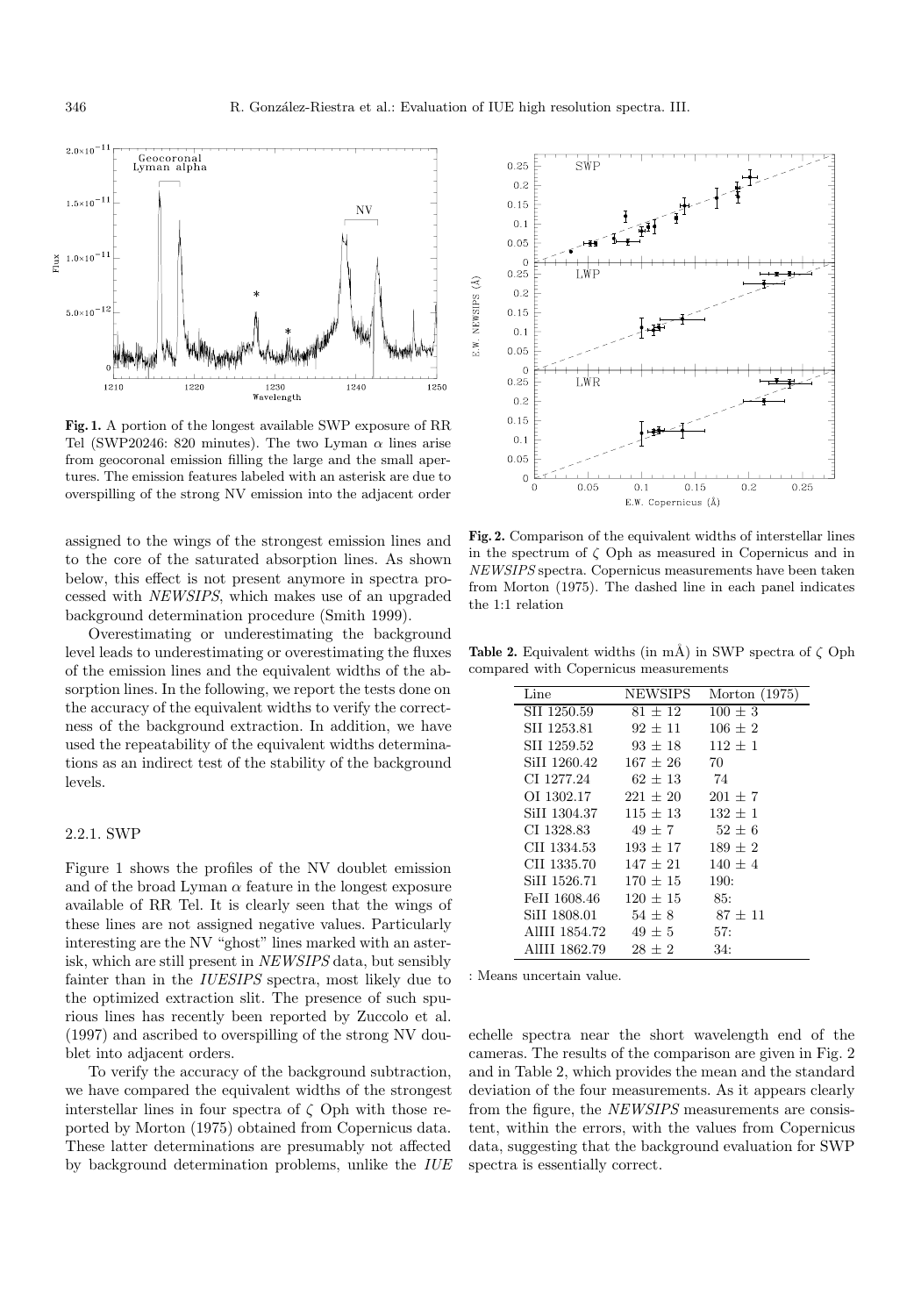Fig. 1. A portion of the longest available SWP exposure of RR Tel (SWP20246: 820 minutes). The two Lyman $\alpha$ lines arise from geocoronal emission filling the large and the small apertures. The emission features labeled with an asterisk are due to overspilling of the strong NV emission into the adjacent order

assigned to the wings of the strongest emission lines and to the core of the saturated absorption lines. As shown below, this effect is not present anymore in spectra processed with *NEWSIPS*, which makes use of an upgraded background determination procedure (Smith 1999).

Overestimating or underestimating the background level leads to underestimating or overestimating the fluxes of the emission lines and the equivalent widths of the absorption lines. In the following, we report the tests done on the accuracy of the equivalent widths to verify the correctness of the background extraction. In addition, we have used the repeatability of the equivalent widths determinations as an indirect test of the stability of the background levels.

#### 2.2.1. SWP

Figure 1 shows the profiles of the NV doublet emission and of the broad Lyman $\alpha$ feature in the longest exposure available of RR Tel. It is clearly seen that the wings of these lines are not assigned negative values. Particularly interesting are the NV "ghost" lines marked with an asterisk, which are still present in *NEWSIPS* data, but sensibly fainter than in the *IUESIPS* spectra, most likely due to the optimized extraction slit. The presence of such spurious lines has recently been reported by Zuccolo et al. (1997) and ascribed to overspilling of the strong NV doublet into adjacent orders.

To verify the accuracy of the background subtraction, we have compared the equivalent widths of the strongest interstellar lines in four spectra of $\zeta$ Oph with those reported by Morton (1975) obtained from Copernicus data. These latter determinations are presumably not affected by background determination problems, unlike the *IUE* echelle spectra near the short wavelength end of the cameras. The results of the comparison are given in Fig. 2 and in Table 2, which provides the mean and the standard deviation of the four measurements. As it appears clearly from the figure, the *NEWSIPS* measurements are consistent, within the errors, with the values from Copernicus data, suggesting that the background evaluation for SWP spectra is essentially correct.

Fig. 2. Comparison of the equivalent widths of interstellar lines in the spectrum of $\zeta$ Oph as measured in Copernicus and in *NEWSIPS* spectra. Copernicus measurements have been taken from Morton (1975). The dashed line in each panel indicates the 1:1 relation

Table 2. Equivalent widths (in mÅ) in SWP spectra of $\zeta$ Oph compared with Copernicus measurements

| Line | NEWSIPS | Morton (1975) |
|---|---|---|
| SII 1250.59 | 81 ± 12 | 100 ± 3 |
| SII 1253.81 | 92 ± 11 | 106 ± 2 |
| SII 1259.52 | 93 ± 18 | 112 ± 1 |
| SiII 1260.42 | 167 ± 26 | 70 |
| CI 1277.24 | 62 ± 13 | 74 |
| OI 1302.17 | 221 ± 20 | 201 ± 7 |
| SiII 1304.37 | 115 ± 13 | 132 ± 1 |
| CI 1328.83 | 49 ± 7 | 52 ± 6 |
| CII 1334.53 | 193 ± 17 | 189 ± 2 |
| CII 1335.70 | 147 ± 21 | 140 ± 4 |
| SiII 1526.71 | 170 ± 15 | 190: |
| FeII 1608.46 | 120 ± 15 | 85: |
| SiII 1808.01 | 54 ± 8 | 87 ± 11 |
| AlIII 1854.72 | 49 ± 5 | 57: |
| AlIII 1862.79 | 28 ± 2 | 34: |

: Means uncertain value.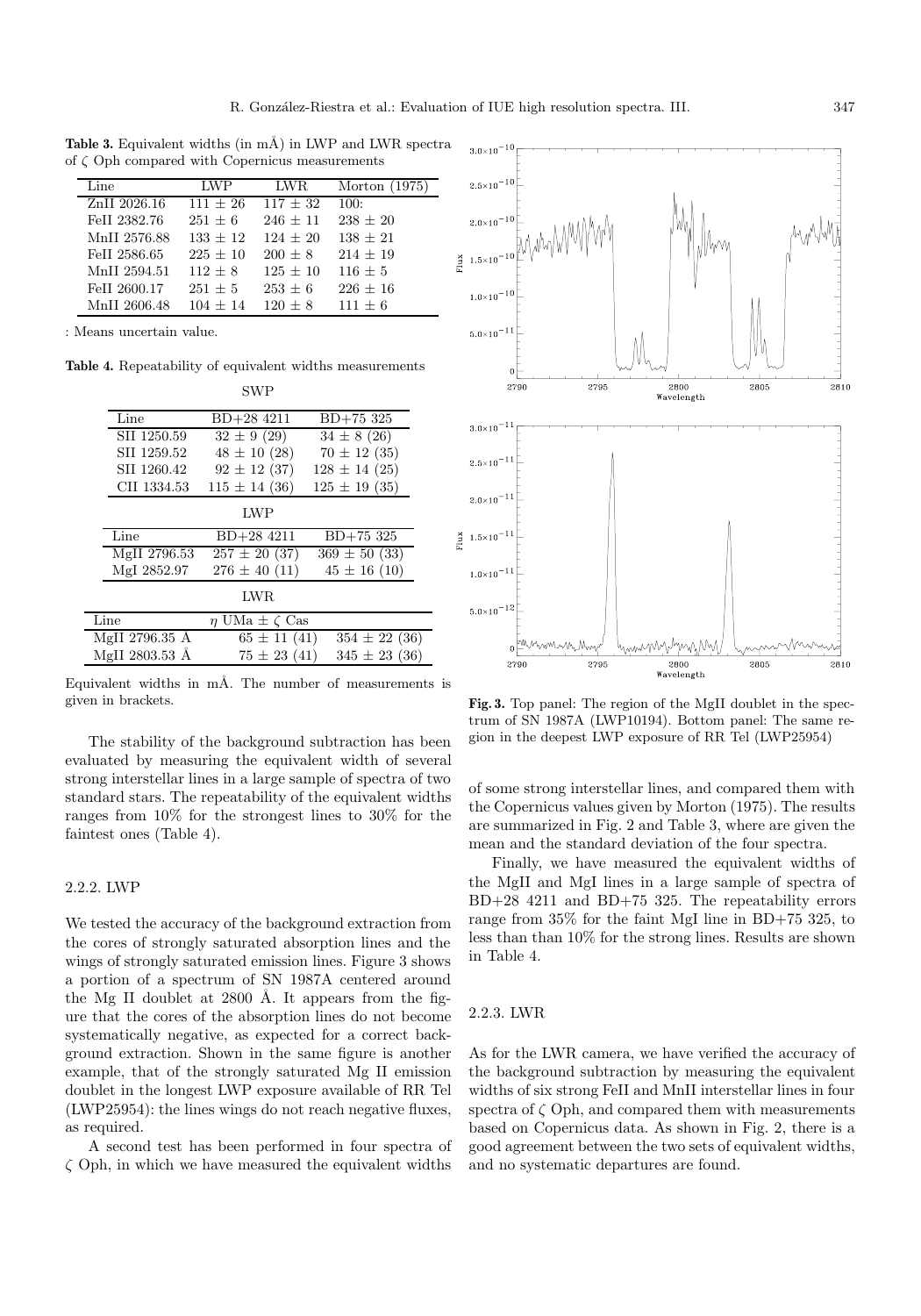**Table 3.** Equivalent widths (in mÅ) in LWP and LWR spectra of $\zeta$ Oph compared with Copernicus measurements

| Line | LWP | LWR | Morton (1975) |
|---|---|---|---|
| ZnII 2026.16 | $111 \pm 26$ | $117 \pm 32$ | 100: |
| FeII 2382.76 | $251 \pm 6$ | $246 \pm 11$ | $238 \pm 20$ |
| MnII 2576.88 | $133 \pm 12$ | $124 \pm 20$ | $138 \pm 21$ |
| FeII 2586.65 | $225 \pm 10$ | $200 \pm 8$ | $214 \pm 19$ |
| MnII 2594.51 | $112 \pm 8$ | $125 \pm 10$ | $116 \pm 5$ |
| FeII 2600.17 | $251 \pm 5$ | $253 \pm 6$ | $226 \pm 16$ |
| MnII 2606.48 | $104 \pm 14$ | $120 \pm 8$ | $111 \pm 6$ |

: Means uncertain value.

**Table 4.** Repeatability of equivalent widths measurements

SWP

| Line | BD+28 4211 | BD+75 325 |
|---|---|---|
| SII 1250.59 | $32 \pm 9$ (29) | $34 \pm 8$ (26) |
| SII 1259.52 | $48 \pm 10$ (28) | $70 \pm 12$ (35) |
| SII 1260.42 | $92 \pm 12$ (37) | $128 \pm 14$ (25) |
| CII 1334.53 | $115 \pm 14$ (36) | $125 \pm 19$ (35) |

LWP

| Line | BD+28 4211 | BD+75 325 |
|---|---|---|
| MgII 2796.53 | $257 \pm 20$ (37) | $369 \pm 50$ (33) |
| MgI 2852.97 | $276 \pm 40$ (11) | $45 \pm 16$ (10) |

LWR

| Line | $\eta$ UMa | $\zeta$ Cas |
|---|---|---|
| MgII 2796.35 Å | $65 \pm 11$ (41) | $354 \pm 22$ (36) |
| MgII 2803.53 Å | $75 \pm 23$ (41) | $345 \pm 23$ (36) |

Equivalent widths in mÅ. The number of measurements is given in brackets.

The stability of the background subtraction has been evaluated by measuring the equivalent width of several strong interstellar lines in a large sample of spectra of two standard stars. The repeatability of the equivalent widths ranges from 10% for the strongest lines to 30% for the faintest ones (Table 4).

### 2.2.2. LWP

We tested the accuracy of the background extraction from the cores of strongly saturated absorption lines and the wings of strongly saturated emission lines. Figure 3 shows a portion of a spectrum of SN 1987A centered around the Mg II doublet at 2800 Å. It appears from the figure that the cores of the absorption lines do not become systematically negative, as expected for a correct background extraction. Shown in the same figure is another example, that of the strongly saturated Mg II emission doublet in the longest LWP exposure available of RR Tel (LWP25954): the lines wings do not reach negative fluxes, as required.

A second test has been performed in four spectra of $\zeta$ Oph, in which we have measured the equivalent widths of some strong interstellar lines, and compared them with the Copernicus values given by Morton (1975). The results are summarized in Fig. 2 and Table 3, where are given the mean and the standard deviation of the four spectra.

Finally, we have measured the equivalent widths of the MgII and MgI lines in a large sample of spectra of BD+28 4211 and BD+75 325. The repeatability errors range from 35% for the faint MgI line in BD+75 325, to less than than 10% for the strong lines. Results are shown in Table 4.

**Fig. 3.** Top panel: The region of the MgII doublet in the spectrum of SN 1987A (LWP10194). Bottom panel: The same region in the deepest LWP exposure of RR Tel (LWP25954)

### 2.2.3. LWR

As for the LWR camera, we have verified the accuracy of the background subtraction by measuring the equivalent widths of six strong FeII and MnII interstellar lines in four spectra of $\zeta$ Oph, and compared them with measurements based on Copernicus data. As shown in Fig. 2, there is a good agreement between the two sets of equivalent widths, and no systematic departures are found.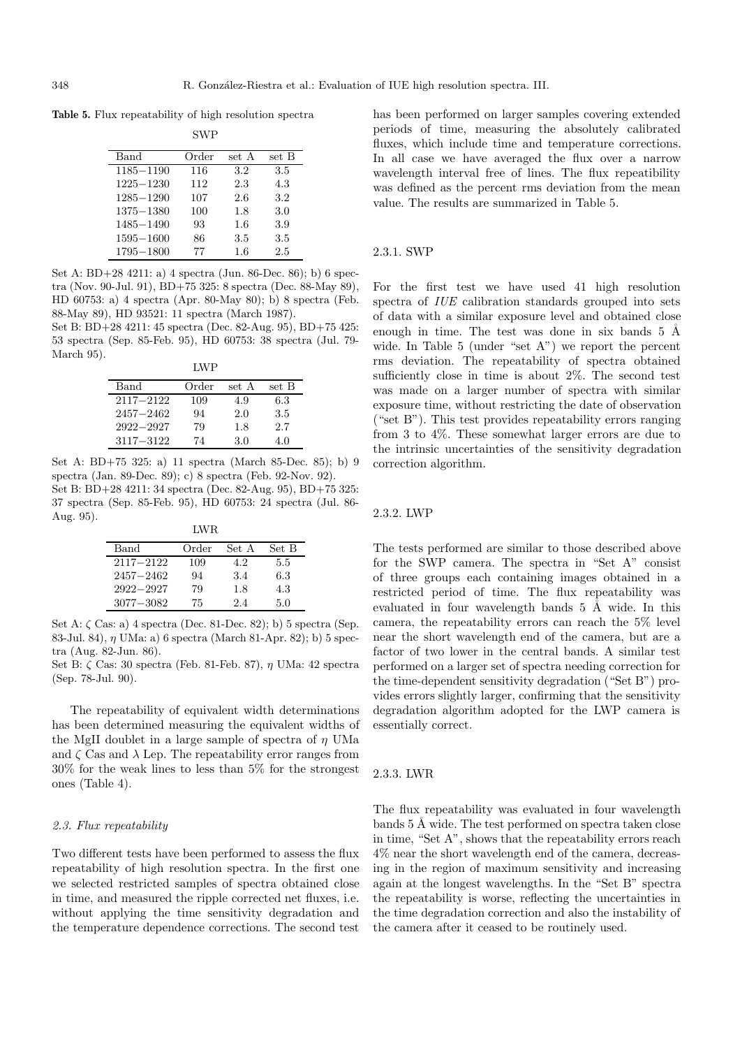**Table 5.** Flux repeatability of high resolution spectra

SWP

| Band | Order | set A | set B |
|---|---|---|---|
| 1185−1190 | 116 | 3.2 | 3.5 |
| 1225−1230 | 112 | 2.3 | 4.3 |
| 1285−1290 | 107 | 2.6 | 3.2 |
| 1375−1380 | 100 | 1.8 | 3.0 |
| 1485−1490 | 93 | 1.6 | 3.9 |
| 1595−1600 | 86 | 3.5 | 3.5 |
| 1795−1800 | 77 | 1.6 | 2.5 |

Set A: BD+28 4211: a) 4 spectra (Jun. 86-Dec. 86); b) 6 spectra (Nov. 90-Jul. 91), BD+75 325: 8 spectra (Dec. 88-May 89), HD 60753: a) 4 spectra (Apr. 80-May 80); b) 8 spectra (Feb. 88-May 89), HD 93521: 11 spectra (March 1987).
Set B: BD+28 4211: 45 spectra (Dec. 82-Aug. 95), BD+75 425: 53 spectra (Sep. 85-Feb. 95), HD 60753: 38 spectra (Jul. 79-March 95).

LWP

| Band | Order | set A | set B |
|---|---|---|---|
| 2117−2122 | 109 | 4.9 | 6.3 |
| 2457−2462 | 94 | 2.0 | 3.5 |
| 2922−2927 | 79 | 1.8 | 2.7 |
| 3117−3122 | 74 | 3.0 | 4.0 |

Set A: BD+75 325: a) 11 spectra (March 85-Dec. 85); b) 9 spectra (Jan. 89-Dec. 89); c) 8 spectra (Feb. 92-Nov. 92).
Set B: BD+28 4211: 34 spectra (Dec. 82-Aug. 95), BD+75 325: 37 spectra (Sep. 85-Feb. 95), HD 60753: 24 spectra (Jul. 86-Aug. 95).

LWR

| Band | Order | Set A | Set B |
|---|---|---|---|
| 2117−2122 | 109 | 4.2 | 5.5 |
| 2457−2462 | 94 | 3.4 | 6.3 |
| 2922−2927 | 79 | 1.8 | 4.3 |
| 3077−3082 | 75 | 2.4 | 5.0 |

Set A: $\zeta$ Cas: a) 4 spectra (Dec. 81-Dec. 82); b) 5 spectra (Sep. 83-Jul. 84), $\eta$ UMa: a) 6 spectra (March 81-Apr. 82); b) 5 spectra (Aug. 82-Jun. 86).
Set B: $\zeta$ Cas: 30 spectra (Feb. 81-Feb. 87), $\eta$ UMa: 42 spectra (Sep. 78-Jul. 90).

The repeatability of equivalent width determinations has been determined measuring the equivalent widths of the MgII doublet in a large sample of spectra of $\eta$ UMa and $\zeta$ Cas and $\lambda$ Lep. The repeatability error ranges from 30% for the weak lines to less than 5% for the strongest ones (Table 4).

### 2.3. Flux repeatability

Two different tests have been performed to assess the flux repeatability of high resolution spectra. In the first one we selected restricted samples of spectra obtained close in time, and measured the ripple corrected net fluxes, i.e. without applying the time sensitivity degradation and the temperature dependence corrections. The second test has been performed on larger samples covering extended periods of time, measuring the absolutely calibrated fluxes, which include time and temperature corrections. In all case we have averaged the flux over a narrow wavelength interval free of lines. The flux repeatibility was defined as the percent rms deviation from the mean value. The results are summarized in Table 5.

#### 2.3.1. SWP

For the first test we have used 41 high resolution spectra of *IUE* calibration standards grouped into sets of data with a similar exposure level and obtained close enough in time. The test was done in six bands 5 Å wide. In Table 5 (under "set A") we report the percent rms deviation. The repeatability of spectra obtained sufficiently close in time is about 2%. The second test was made on a larger number of spectra with similar exposure time, without restricting the date of observation ("set B"). This test provides repeatability errors ranging from 3 to 4%. These somewhat larger errors are due to the intrinsic uncertainties of the sensitivity degradation correction algorithm.

#### 2.3.2. LWP

The tests performed are similar to those described above for the SWP camera. The spectra in "Set A" consist of three groups each containing images obtained in a restricted period of time. The flux repeatability was evaluated in four wavelength bands 5 Å wide. In this camera, the repeatability errors can reach the 5% level near the short wavelength end of the camera, but are a factor of two lower in the central bands. A similar test performed on a larger set of spectra needing correction for the time-dependent sensitivity degradation ("Set B") provides errors slightly larger, confirming that the sensitivity degradation algorithm adopted for the LWP camera is essentially correct.

#### 2.3.3. LWR

The flux repeatability was evaluated in four wavelength bands 5 Å wide. The test performed on spectra taken close in time, "Set A", shows that the repeatability errors reach 4% near the short wavelength end of the camera, decreasing in the region of maximum sensitivity and increasing again at the longest wavelengths. In the "Set B" spectra the repeatability is worse, reflecting the uncertainties in the time degradation correction and also the instability of the camera after it ceased to be routinely used.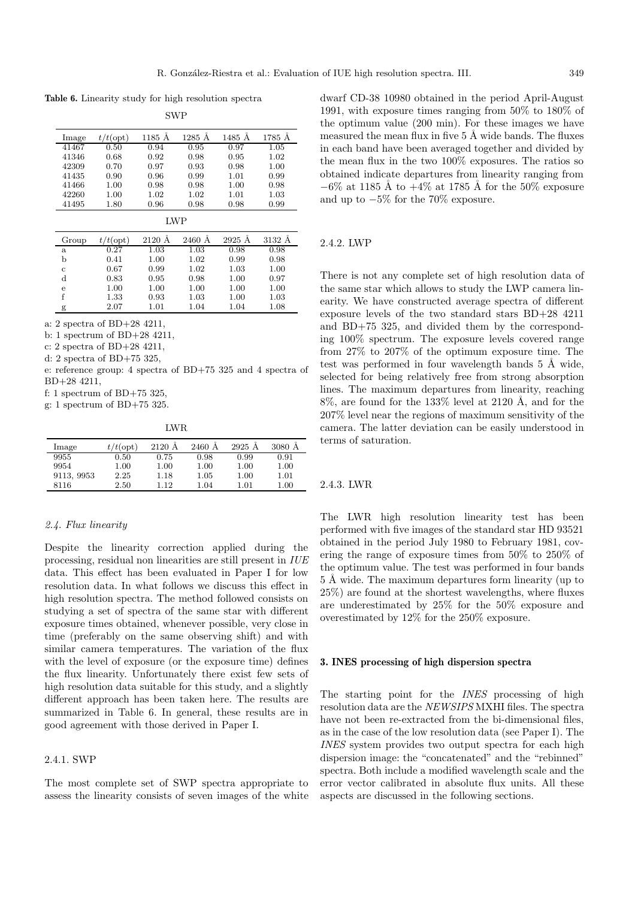**Table 6.** Linearity study for high resolution spectra

SWP

| Image | $t/t$(opt) | 1185 Å | 1285 Å | 1485 Å | 1785 Å |
|---|---|---|---|---|---|
| 41467 | 0.50 | 0.94 | 0.95 | 0.97 | 1.05 |
| 41346 | 0.68 | 0.92 | 0.98 | 0.95 | 1.02 |
| 42309 | 0.70 | 0.97 | 0.93 | 0.98 | 1.00 |
| 41435 | 0.90 | 0.96 | 0.99 | 1.01 | 0.99 |
| 41466 | 1.00 | 0.98 | 0.98 | 1.00 | 0.98 |
| 42260 | 1.00 | 1.02 | 1.02 | 1.01 | 1.03 |
| 41495 | 1.80 | 0.96 | 0.98 | 0.98 | 0.99 |

LWP

| Group | $t/t$(opt) | 2120 Å | 2460 Å | 2925 Å | 3132 Å |
|---|---|---|---|---|---|
| a | 0.27 | 1.03 | 1.03 | 0.98 | 0.98 |
| b | 0.41 | 1.00 | 1.02 | 0.99 | 0.98 |
| c | 0.67 | 0.99 | 1.02 | 1.03 | 1.00 |
| d | 0.83 | 0.95 | 0.98 | 1.00 | 0.97 |
| e | 1.00 | 1.00 | 1.00 | 1.00 | 1.00 |
| f | 1.33 | 0.93 | 1.03 | 1.00 | 1.03 |
| g | 2.07 | 1.01 | 1.04 | 1.04 | 1.08 |

a: 2 spectra of BD+28 4211,
b: 1 spectrum of BD+28 4211,
c: 2 spectra of BD+28 4211,
d: 2 spectra of BD+75 325,
e: reference group: 4 spectra of BD+75 325 and 4 spectra of BD+28 4211,
f: 1 spectrum of BD+75 325,
g: 1 spectrum of BD+75 325.

LWR

| Image | $t/t$(opt) | 2120 Å | 2460 Å | 2925 Å | 3080 Å |
|---|---|---|---|---|---|
| 9955 | 0.50 | 0.75 | 0.98 | 0.99 | 0.91 |
| 9954 | 1.00 | 1.00 | 1.00 | 1.00 | 1.00 |
| 9113, 9953 | 2.25 | 1.18 | 1.05 | 1.00 | 1.01 |
| 8116 | 2.50 | 1.12 | 1.04 | 1.01 | 1.00 |

### *2.4. Flux linearity*

Despite the linearity correction applied during the processing, residual non linearities are still present in *IUE* data. This effect has been evaluated in Paper I for low resolution data. In what follows we discuss this effect in high resolution spectra. The method followed consists on studying a set of spectra of the same star with different exposure times obtained, whenever possible, very close in time (preferably on the same observing shift) and with similar camera temperatures. The variation of the flux with the level of exposure (or the exposure time) defines the flux linearity. Unfortunately there exist few sets of high resolution data suitable for this study, and a slightly different approach has been taken here. The results are summarized in Table 6. In general, these results are in good agreement with those derived in Paper I.

#### 2.4.1. SWP

The most complete set of SWP spectra appropriate to assess the linearity consists of seven images of the white dwarf CD-38 10980 obtained in the period April-August 1991, with exposure times ranging from 50% to 180% of the optimum value (200 min). For these images we have measured the mean flux in five 5 Å wide bands. The fluxes in each band have been averaged together and divided by the mean flux in the two 100% exposures. The ratios so obtained indicate departures from linearity ranging from $-6$% at 1185 Å to $+4$% at 1785 Å for the 50% exposure and up to $-5$% for the 70% exposure.

#### 2.4.2. LWP

There is not any complete set of high resolution data of the same star which allows to study the LWP camera linearity. We have constructed average spectra of different exposure levels of the two standard stars BD+28 4211 and BD+75 325, and divided them by the corresponding 100% spectrum. The exposure levels covered range from 27% to 207% of the optimum exposure time. The test was performed in four wavelength bands 5 Å wide, selected for being relatively free from strong absorption lines. The maximum departures from linearity, reaching 8%, are found for the 133% level at 2120 Å, and for the 207% level near the regions of maximum sensitivity of the camera. The latter deviation can be easily understood in terms of saturation.

#### 2.4.3. LWR

The LWR high resolution linearity test has been performed with five images of the standard star HD 93521 obtained in the period July 1980 to February 1981, covering the range of exposure times from 50% to 250% of the optimum value. The test was performed in four bands 5 Å wide. The maximum departures form linearity (up to 25%) are found at the shortest wavelengths, where fluxes are underestimated by 25% for the 50% exposure and overestimated by 12% for the 250% exposure.

## 3. INES processing of high dispersion spectra

The starting point for the *INES* processing of high resolution data are the *NEWSIPS* MXHI files. The spectra have not been re-extracted from the bi-dimensional files, as in the case of the low resolution data (see Paper I). The *INES* system provides two output spectra for each high dispersion image: the "concatenated" and the "rebinned" spectra. Both include a modified wavelength scale and the error vector calibrated in absolute flux units. All these aspects are discussed in the following sections.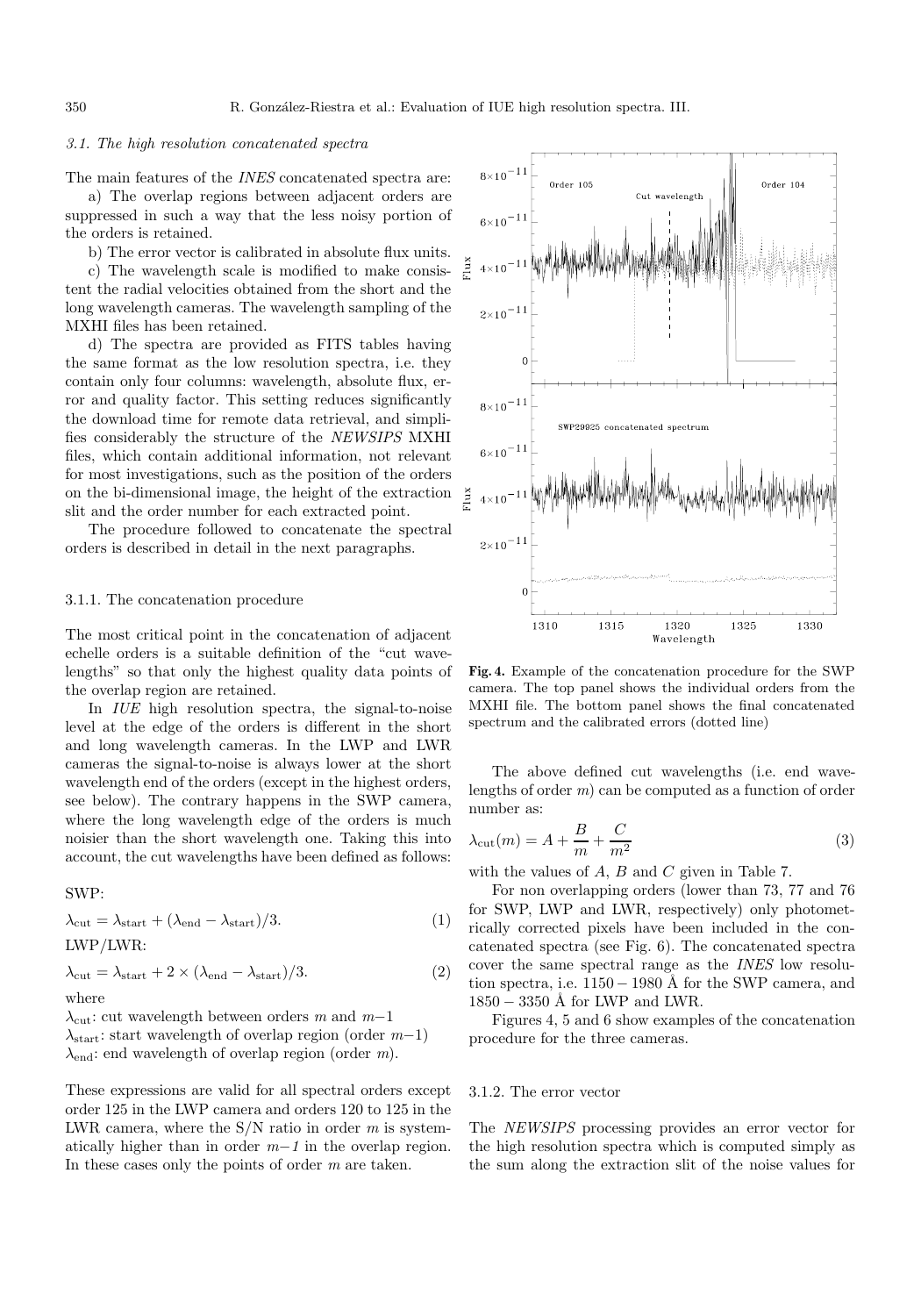### 3.1. The high resolution concatenated spectra

The main features of the *INES* concatenated spectra are:

a) The overlap regions between adjacent orders are suppressed in such a way that the less noisy portion of the orders is retained.

b) The error vector is calibrated in absolute flux units.

c) The wavelength scale is modified to make consistent the radial velocities obtained from the short and the long wavelength cameras. The wavelength sampling of the MXHI files has been retained.

d) The spectra are provided as FITS tables having the same format as the low resolution spectra, i.e. they contain only four columns: wavelength, absolute flux, error and quality factor. This setting reduces significantly the download time for remote data retrieval, and simplifies considerably the structure of the *NEWSIPS* MXHI files, which contain additional information, not relevant for most investigations, such as the position of the orders on the bi-dimensional image, the height of the extraction slit and the order number for each extracted point.

The procedure followed to concatenate the spectral orders is described in detail in the next paragraphs.

#### 3.1.1. The concatenation procedure

The most critical point in the concatenation of adjacent echelle orders is a suitable definition of the "cut wavelengths" so that only the highest quality data points of the overlap region are retained.

In *IUE* high resolution spectra, the signal-to-noise level at the edge of the orders is different in the short and long wavelength cameras. In the LWP and LWR cameras the signal-to-noise is always lower at the short wavelength end of the orders (except in the highest orders, see below). The contrary happens in the SWP camera, where the long wavelength edge of the orders is much noisier than the short wavelength one. Taking this into account, the cut wavelengths have been defined as follows:

SWP:

$$\lambda_{\mathrm{cut}} = \lambda_{\mathrm{start}} + (\lambda_{\mathrm{end}} - \lambda_{\mathrm{start}})/3. \tag{1}$$

LWP/LWR:

$$\lambda_{\mathrm{cut}} = \lambda_{\mathrm{start}} + 2 \times (\lambda_{\mathrm{end}} - \lambda_{\mathrm{start}})/3. \tag{2}$$

where

$\lambda_{\mathrm{cut}}$: cut wavelength between orders $m$ and $m{-}1$
$\lambda_{\mathrm{start}}$: start wavelength of overlap region (order $m{-}1$)
$\lambda_{\mathrm{end}}$: end wavelength of overlap region (order $m$).

These expressions are valid for all spectral orders except order 125 in the LWP camera and orders 120 to 125 in the LWR camera, where the S/N ratio in order $m$ is systematically higher than in order *m−1* in the overlap region. In these cases only the points of order $m$ are taken.

**Fig. 4.** Example of the concatenation procedure for the SWP camera. The top panel shows the individual orders from the MXHI file. The bottom panel shows the final concatenated spectrum and the calibrated errors (dotted line)

The above defined cut wavelengths (i.e. end wavelengths of order $m$) can be computed as a function of order number as:

$$\lambda_{\mathrm{cut}}(m) = A + \frac{B}{m} + \frac{C}{m^2} \tag{3}$$

with the values of $A$, $B$ and $C$ given in Table 7.

For non overlapping orders (lower than 73, 77 and 76 for SWP, LWP and LWR, respectively) only photometrically corrected pixels have been included in the concatenated spectra (see Fig. 6). The concatenated spectra cover the same spectral range as the *INES* low resolution spectra, i.e. 1150 − 1980 Å for the SWP camera, and 1850 − 3350 Å for LWP and LWR.

Figures 4, 5 and 6 show examples of the concatenation procedure for the three cameras.

#### 3.1.2. The error vector

The *NEWSIPS* processing provides an error vector for the high resolution spectra which is computed simply as the sum along the extraction slit of the noise values for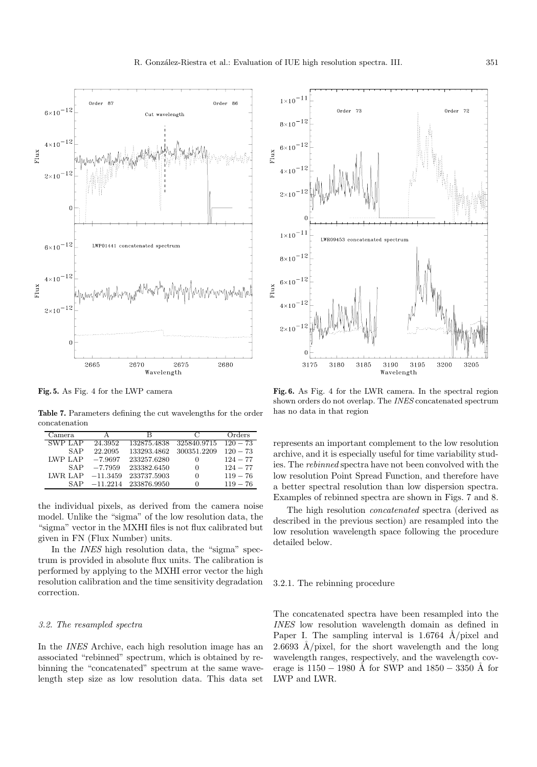**Fig. 5.** As Fig. 4 for the LWP camera

**Fig. 6.** As Fig. 4 for the LWR camera. In the spectral region shown orders do not overlap. The *INES* concatenated spectrum has no data in that region

**Table 7.** Parameters defining the cut wavelengths for the order concatenation

| Camera | | A | B | C | Orders |
|---|---|---|---|---|---|
| SWP | LAP | 24.3952 | 132875.4838 | 325840.9715 | 120 − 73 |
| | SAP | 22.2095 | 133293.4862 | 300351.2209 | 120 − 73 |
| LWP | LAP | −7.9697 | 233257.6280 | 0 | 124 − 77 |
| | SAP | −7.7959 | 233382.6450 | 0 | 124 − 77 |
| LWR | LAP | −11.3459 | 233737.5903 | 0 | 119 − 76 |
| | SAP | −11.2214 | 233876.9950 | 0 | 119 − 76 |

the individual pixels, as derived from the camera noise model. Unlike the "sigma" of the low resolution data, the "sigma" vector in the MXHI files is not flux calibrated but given in FN (Flux Number) units.

In the *INES* high resolution data, the "sigma" spectrum is provided in absolute flux units. The calibration is performed by applying to the MXHI error vector the high resolution calibration and the time sensitivity degradation correction.

### 3.2. The resampled spectra

In the *INES* Archive, each high resolution image has an associated "rebinned" spectrum, which is obtained by rebinning the "concatenated" spectrum at the same wavelength step size as low resolution data. This data set represents an important complement to the low resolution archive, and it is especially useful for time variability studies. The *rebinned* spectra have not been convolved with the low resolution Point Spread Function, and therefore have a better spectral resolution than low dispersion spectra. Examples of rebinned spectra are shown in Figs. 7 and 8.

The high resolution *concatenated* spectra (derived as described in the previous section) are resampled into the low resolution wavelength space following the procedure detailed below.

#### 3.2.1. The rebinning procedure

The concatenated spectra have been resampled into the *INES* low resolution wavelength domain as defined in Paper I. The sampling interval is 1.6764 Å/pixel and 2.6693 Å/pixel, for the short wavelength and the long wavelength ranges, respectively, and the wavelength coverage is 1150 − 1980 Å for SWP and 1850 − 3350 Å for LWP and LWR.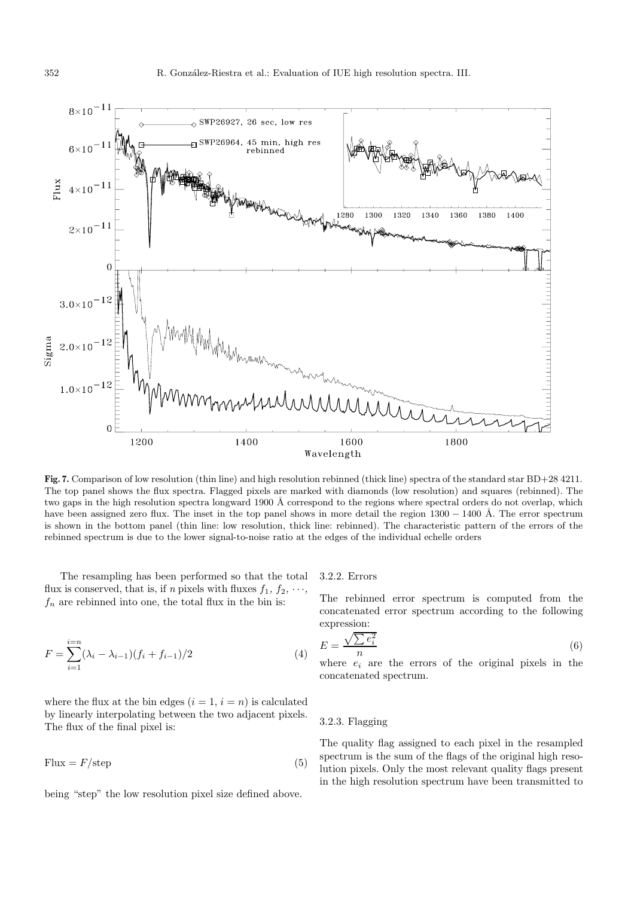**Fig. 7.** Comparison of low resolution (thin line) and high resolution rebinned (thick line) spectra of the standard star BD+28 4211. The top panel shows the flux spectra. Flagged pixels are marked with diamonds (low resolution) and squares (rebinned). The two gaps in the high resolution spectra longward 1900 Å correspond to the regions where spectral orders do not overlap, which have been assigned zero flux. The inset in the top panel shows in more detail the region 1300 − 1400 Å. The error spectrum is shown in the bottom panel (thin line: low resolution, thick line: rebinned). The characteristic pattern of the errors of the rebinned spectrum is due to the lower signal-to-noise ratio at the edges of the individual echelle orders

The resampling has been performed so that the total flux is conserved, that is, if $n$ pixels with fluxes $f_1$, $f_2$, $\cdots$, $f_n$ are rebinned into one, the total flux in the bin is:

$$F = \sum_{i=1}^{i=n} (\lambda_i - \lambda_{i-1})(f_i + f_{i-1})/2 \tag{4}$$

where the flux at the bin edges ($i = 1$, $i = n$) is calculated by linearly interpolating between the two adjacent pixels. The flux of the final pixel is:

$$\text{Flux} = F/\text{step} \tag{5}$$

being "step" the low resolution pixel size defined above.

#### 3.2.2. Errors

The rebinned error spectrum is computed from the concatenated error spectrum according to the following expression:

$$E = \frac{\sqrt{\sum e_i^2}}{n} \tag{6}$$

where $e_i$ are the errors of the original pixels in the concatenated spectrum.

#### 3.2.3. Flagging

The quality flag assigned to each pixel in the resampled spectrum is the sum of the flags of the original high resolution pixels. Only the most relevant quality flags present in the high resolution spectrum have been transmitted to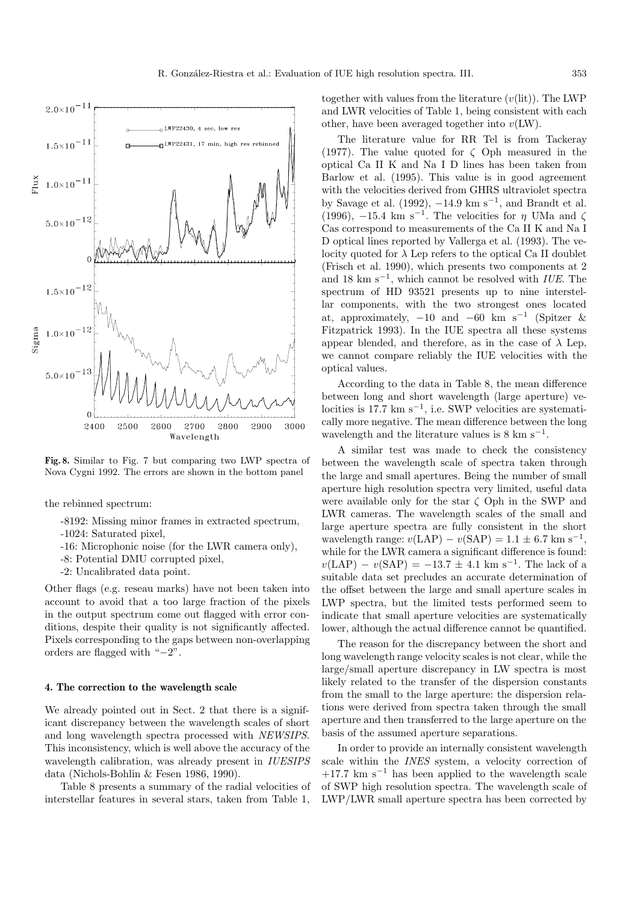**Fig. 8.** Similar to Fig. 7 but comparing two LWP spectra of Nova Cygni 1992. The errors are shown in the bottom panel

the rebinned spectrum:

- -8192: Missing minor frames in extracted spectrum,
- -1024: Saturated pixel,
- -16: Microphonic noise (for the LWR camera only),
- -8: Potential DMU corrupted pixel,
- -2: Uncalibrated data point.

Other flags (e.g. reseau marks) have not been taken into account to avoid that a too large fraction of the pixels in the output spectrum come out flagged with error conditions, despite their quality is not significantly affected. Pixels corresponding to the gaps between non-overlapping orders are flagged with "−2".

## 4. The correction to the wavelength scale

We already pointed out in Sect. 2 that there is a significant discrepancy between the wavelength scales of short and long wavelength spectra processed with *NEWSIPS*. This inconsistency, which is well above the accuracy of the wavelength calibration, was already present in *IUESIPS* data (Nichols-Bohlin & Fesen 1986, 1990).

Table 8 presents a summary of the radial velocities of interstellar features in several stars, taken from Table 1, together with values from the literature ($v$(lit)). The LWP and LWR velocities of Table 1, being consistent with each other, have been averaged together into $v$(LW).

The literature value for RR Tel is from Tackeray (1977). The value quoted for $\zeta$ Oph measured in the optical Ca II K and Na I D lines has been taken from Barlow et al. (1995). This value is in good agreement with the velocities derived from GHRS ultraviolet spectra by Savage et al. (1992), $-14.9$ km s$^{-1}$, and Brandt et al. (1996), $-15.4$ km s$^{-1}$. The velocities for $\eta$ UMa and $\zeta$ Cas correspond to measurements of the Ca II K and Na I D optical lines reported by Vallerga et al. (1993). The velocity quoted for $\lambda$ Lep refers to the optical Ca II doublet (Frisch et al. 1990), which presents two components at 2 and 18 km s$^{-1}$, which cannot be resolved with *IUE*. The spectrum of HD 93521 presents up to nine interstellar components, with the two strongest ones located at, approximately, $-10$ and $-60$ km s$^{-1}$ (Spitzer & Fitzpatrick 1993). In the IUE spectra all these systems appear blended, and therefore, as in the case of $\lambda$ Lep, we cannot compare reliably the IUE velocities with the optical values.

According to the data in Table 8, the mean difference between long and short wavelength (large aperture) velocities is 17.7 km s$^{-1}$, i.e. SWP velocities are systematically more negative. The mean difference between the long wavelength and the literature values is 8 km s$^{-1}$.

A similar test was made to check the consistency between the wavelength scale of spectra taken through the large and small apertures. Being the number of small aperture high resolution spectra very limited, useful data were available only for the star $\zeta$ Oph in the SWP and LWR cameras. The wavelength scales of the small and large aperture spectra are fully consistent in the short wavelength range: $v(\mathrm{LAP}) - v(\mathrm{SAP}) = 1.1 \pm 6.7$ km s$^{-1}$, while for the LWR camera a significant difference is found: $v(\mathrm{LAP}) - v(\mathrm{SAP}) = -13.7 \pm 4.1$ km s$^{-1}$. The lack of a suitable data set precludes an accurate determination of the offset between the large and small aperture scales in LWP spectra, but the limited tests performed seem to indicate that small aperture velocities are systematically lower, although the actual difference cannot be quantified.

The reason for the discrepancy between the short and long wavelength range velocity scales is not clear, while the large/small aperture discrepancy in LW spectra is most likely related to the transfer of the dispersion constants from the small to the large aperture: the dispersion relations were derived from spectra taken through the small aperture and then transferred to the large aperture on the basis of the assumed aperture separations.

In order to provide an internally consistent wavelength scale within the *INES* system, a velocity correction of $+17.7$ km s$^{-1}$ has been applied to the wavelength scale of SWP high resolution spectra. The wavelength scale of LWP/LWR small aperture spectra has been corrected by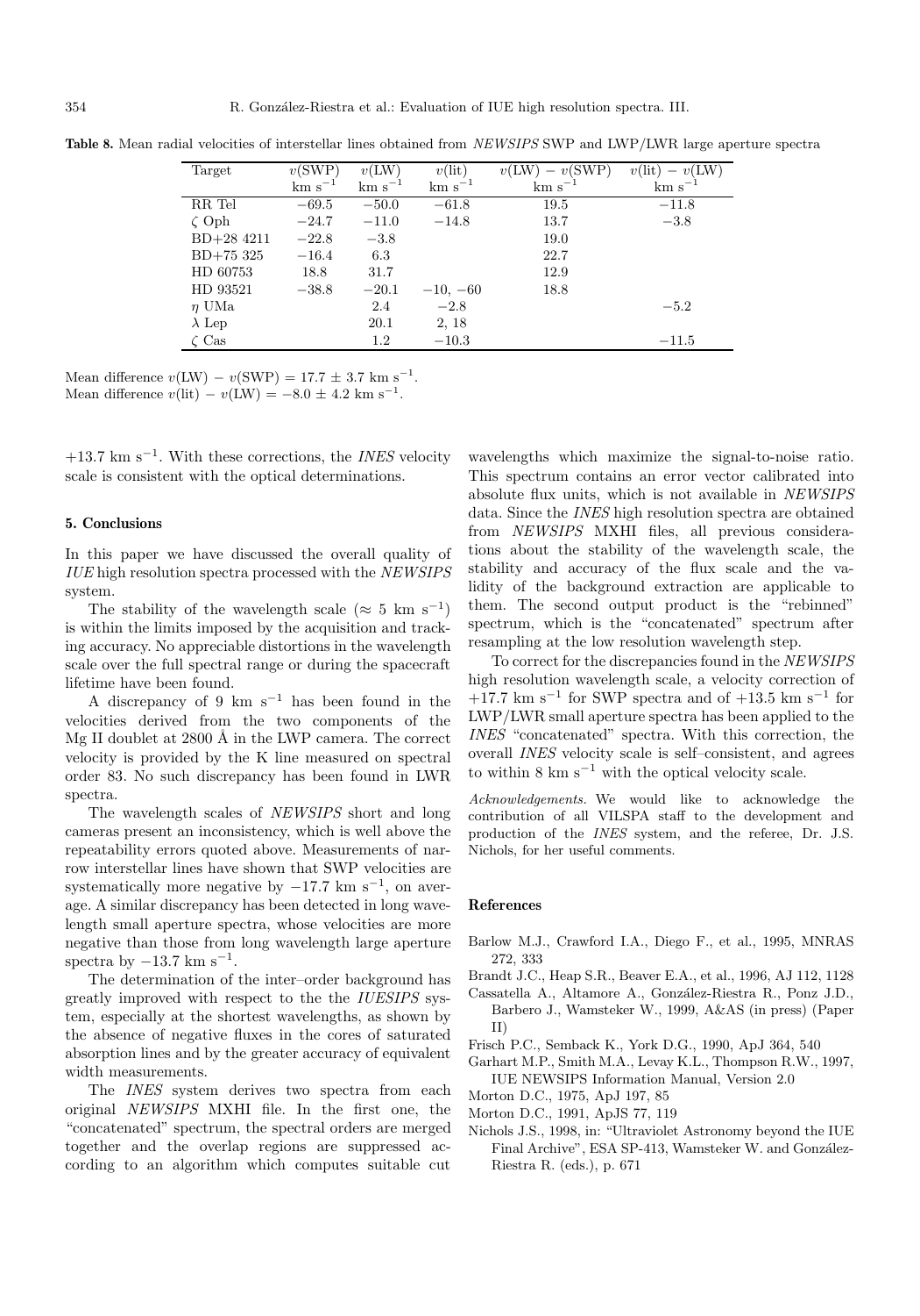**Table 8.** Mean radial velocities of interstellar lines obtained from *NEWSIPS* SWP and LWP/LWR large aperture spectra

| Target | $v$(SWP) km s$^{-1}$ | $v$(LW) km s$^{-1}$ | $v$(lit) km s$^{-1}$ | $v$(LW) $-$ $v$(SWP) km s$^{-1}$ | $v$(lit) $-$ $v$(LW) km s$^{-1}$ |
|---|---|---|---|---|---|
| RR Tel | $-69.5$ | $-50.0$ | $-61.8$ | 19.5 | $-11.8$ |
| $\zeta$ Oph | $-24.7$ | $-11.0$ | $-14.8$ | 13.7 | $-3.8$ |
| BD+28 4211 | $-22.8$ | $-3.8$ | | 19.0 | |
| BD+75 325 | $-16.4$ | 6.3 | | 22.7 | |
| HD 60753 | 18.8 | 31.7 | | 12.9 | |
| HD 93521 | $-38.8$ | $-20.1$ | $-10$, $-60$ | 18.8 | |
| $\eta$ UMa | | 2.4 | $-2.8$ | | $-5.2$ |
| $\lambda$ Lep | | 20.1 | 2, 18 | | |
| $\zeta$ Cas | | 1.2 | $-10.3$ | | $-11.5$ |

Mean difference $v$(LW) $-$ $v$(SWP) = 17.7 $\pm$ 3.7 km s$^{-1}$.
Mean difference $v$(lit) $-$ $v$(LW) = $-8.0$ $\pm$ 4.2 km s$^{-1}$.

+13.7 km s$^{-1}$. With these corrections, the *INES* velocity scale is consistent with the optical determinations.

## 5. Conclusions

In this paper we have discussed the overall quality of *IUE* high resolution spectra processed with the *NEWSIPS* system.

The stability of the wavelength scale ($\approx$ 5 km s$^{-1}$) is within the limits imposed by the acquisition and tracking accuracy. No appreciable distortions in the wavelength scale over the full spectral range or during the spacecraft lifetime have been found.

A discrepancy of 9 km s$^{-1}$ has been found in the velocities derived from the two components of the Mg II doublet at 2800 Å in the LWP camera. The correct velocity is provided by the K line measured on spectral order 83. No such discrepancy has been found in LWR spectra.

The wavelength scales of *NEWSIPS* short and long cameras present an inconsistency, which is well above the repeatability errors quoted above. Measurements of narrow interstellar lines have shown that SWP velocities are systematically more negative by $-17.7$ km s$^{-1}$, on average. A similar discrepancy has been detected in long wavelength small aperture spectra, whose velocities are more negative than those from long wavelength large aperture spectra by $-13.7$ km s$^{-1}$.

The determination of the inter–order background has greatly improved with respect to the the *IUESIPS* system, especially at the shortest wavelengths, as shown by the absence of negative fluxes in the cores of saturated absorption lines and by the greater accuracy of equivalent width measurements.

The *INES* system derives two spectra from each original *NEWSIPS* MXHI file. In the first one, the "concatenated" spectrum, the spectral orders are merged together and the overlap regions are suppressed according to an algorithm which computes suitable cut wavelengths which maximize the signal-to-noise ratio. This spectrum contains an error vector calibrated into absolute flux units, which is not available in *NEWSIPS* data. Since the *INES* high resolution spectra are obtained from *NEWSIPS* MXHI files, all previous considerations about the stability of the wavelength scale, the stability and accuracy of the flux scale and the validity of the background extraction are applicable to them. The second output product is the "rebinned" spectrum, which is the "concatenated" spectrum after resampling at the low resolution wavelength step.

To correct for the discrepancies found in the *NEWSIPS* high resolution wavelength scale, a velocity correction of +17.7 km s$^{-1}$ for SWP spectra and of +13.5 km s$^{-1}$ for LWP/LWR small aperture spectra has been applied to the *INES* "concatenated" spectra. With this correction, the overall *INES* velocity scale is self–consistent, and agrees to within 8 km s$^{-1}$ with the optical velocity scale.

*Acknowledgements.* We would like to acknowledge the contribution of all VILSPA staff to the development and production of the *INES* system, and the referee, Dr. J.S. Nichols, for her useful comments.

## References

Barlow M.J., Crawford I.A., Diego F., et al., 1995, MNRAS 272, 333

Brandt J.C., Heap S.R., Beaver E.A., et al., 1996, AJ 112, 1128

Cassatella A., Altamore A., González-Riestra R., Ponz J.D., Barbero J., Wamsteker W., 1999, A&AS (in press) (Paper II)

Frisch P.C., Semback K., York D.G., 1990, ApJ 364, 540

Garhart M.P., Smith M.A., Levay K.L., Thompson R.W., 1997, IUE NEWSIPS Information Manual, Version 2.0

Morton D.C., 1975, ApJ 197, 85

Morton D.C., 1991, ApJS 77, 119

Nichols J.S., 1998, in: "Ultraviolet Astronomy beyond the IUE Final Archive", ESA SP-413, Wamsteker W. and González-Riestra R. (eds.), p. 671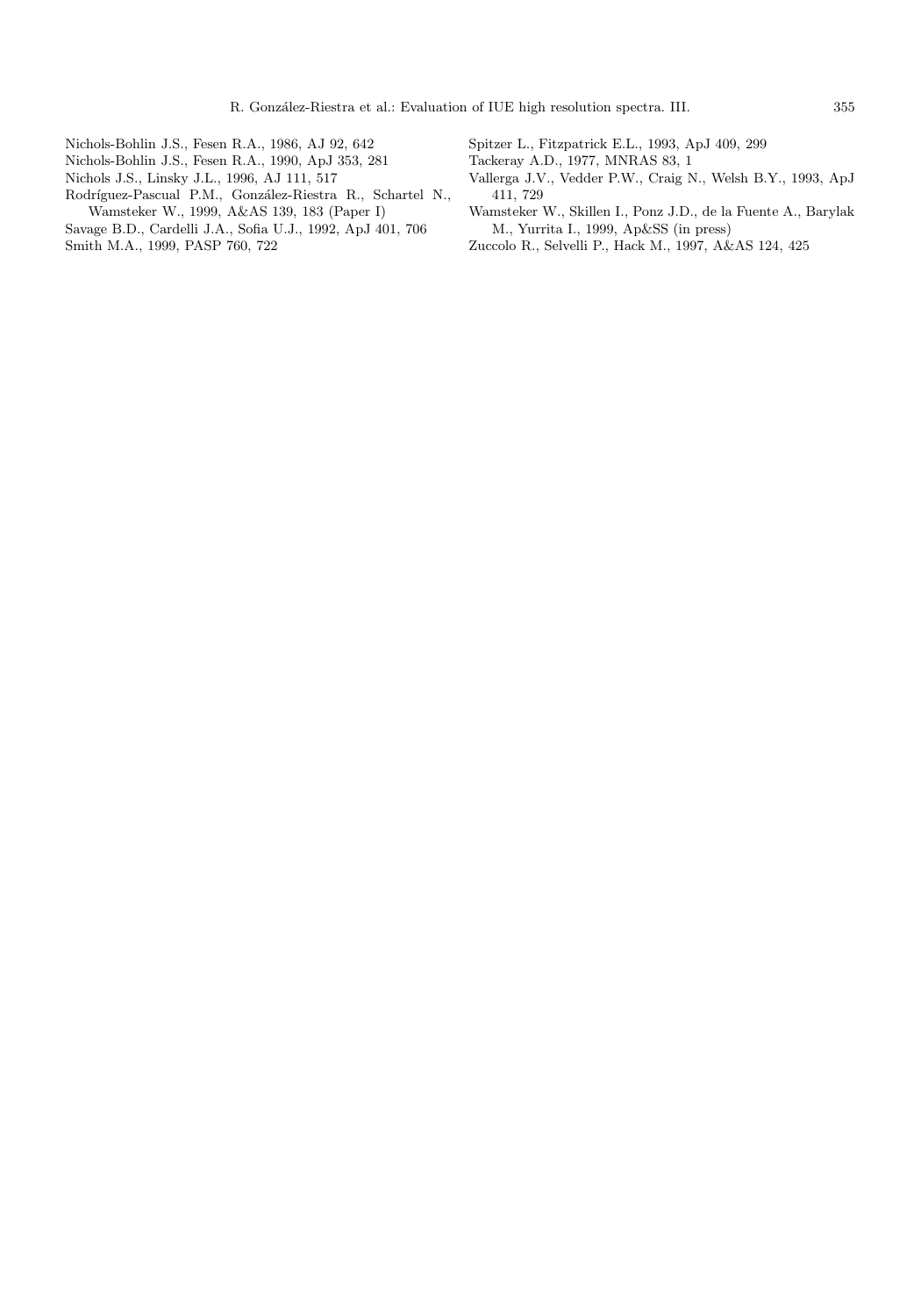Nichols-Bohlin J.S., Fesen R.A., 1986, AJ 92, 642

Nichols-Bohlin J.S., Fesen R.A., 1990, ApJ 353, 281

Nichols J.S., Linsky J.L., 1996, AJ 111, 517

Rodríguez-Pascual P.M., González-Riestra R., Schartel N., Wamsteker W., 1999, A&AS 139, 183 (Paper I)

Savage B.D., Cardelli J.A., Sofia U.J., 1992, ApJ 401, 706

Smith M.A., 1999, PASP 760, 722

Spitzer L., Fitzpatrick E.L., 1993, ApJ 409, 299

Tackeray A.D., 1977, MNRAS 83, 1

Vallerga J.V., Vedder P.W., Craig N., Welsh B.Y., 1993, ApJ 411, 729

Wamsteker W., Skillen I., Ponz J.D., de la Fuente A., Barylak M., Yurrita I., 1999, Ap&SS (in press)

Zuccolo R., Selvelli P., Hack M., 1997, A&AS 124, 425